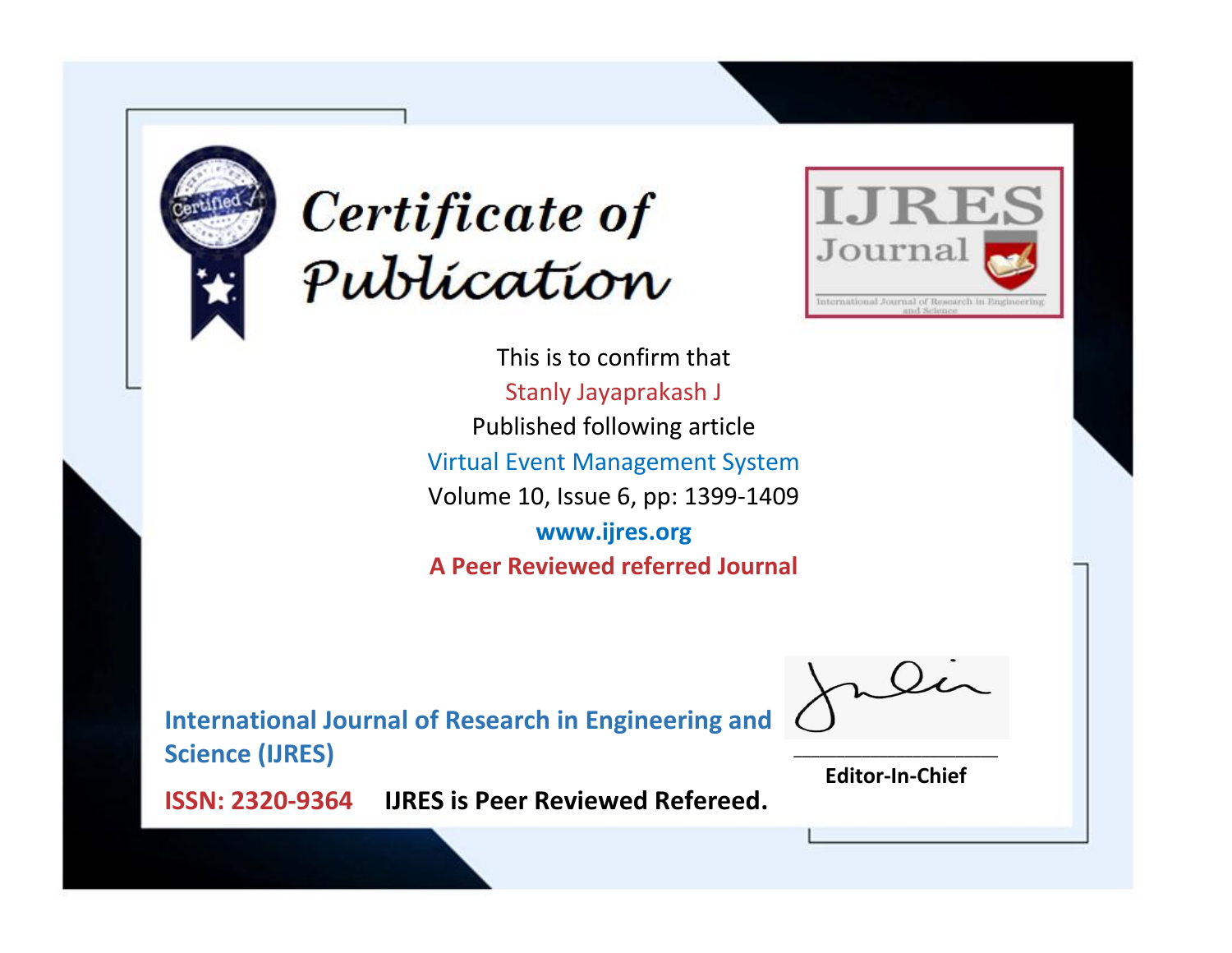# Certificate of Publication

**IJRES Journal**

International Journal of Research in Engineering and Science

This is to confirm that

Stanly Jayaprakash J

Published following article

Virtual Event Management System

Volume 10, Issue 6, pp: 1399-1409

**www.ijres.org**

**A Peer Reviewed referred Journal**

**International Journal of Research in Engineering and Science (IJRES)**

**ISSN: 2320-9364** **IJRES is Peer Reviewed Refereed.**

**Editor-In-Chief**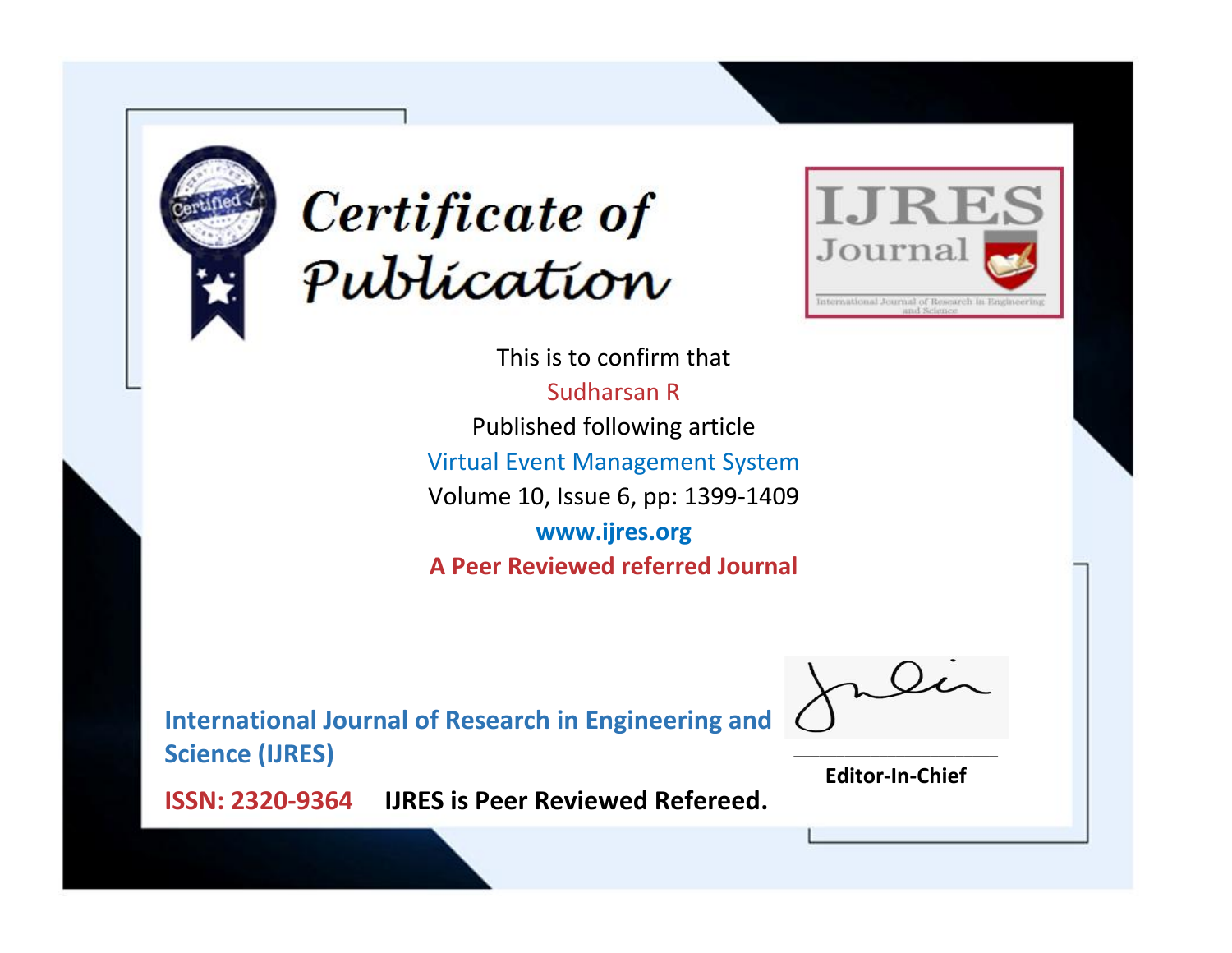# Certificate of Publication

IJRES Journal

International Journal of Research in Engineering and Science

This is to confirm that

Sudharsan R

Published following article

Virtual Event Management System

Volume 10, Issue 6, pp: 1399-1409

**www.ijres.org**

**A Peer Reviewed referred Journal**

**International Journal of Research in Engineering and Science (IJRES)**

**ISSN: 2320-9364** **IJRES is Peer Reviewed Refereed.**

**Editor-In-Chief**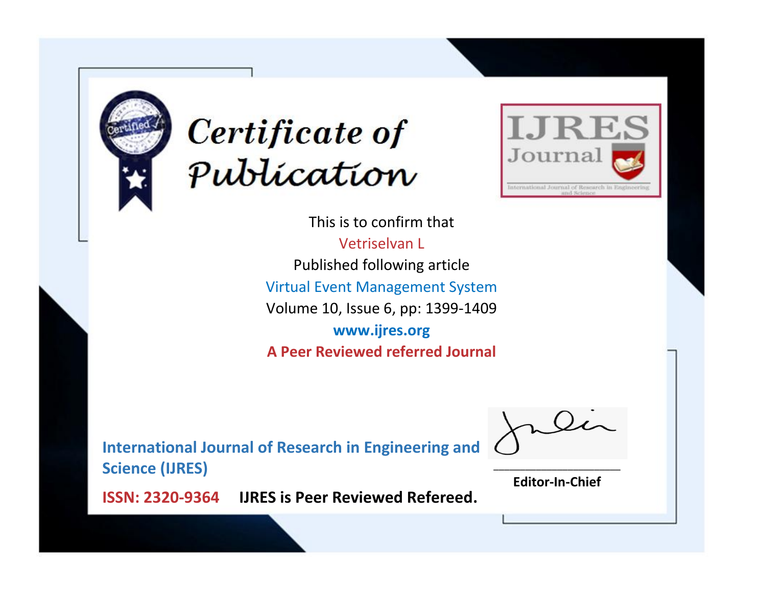# Certificate of Publication

**IJRES Journal**

International Journal of Research in Engineering and Science

This is to confirm that

Vetriselvan L

Published following article

Virtual Event Management System

Volume 10, Issue 6, pp: 1399-1409

**www.ijres.org**

**A Peer Reviewed referred Journal**

**International Journal of Research in Engineering and Science (IJRES)**

**ISSN: 2320-9364** **IJRES is Peer Reviewed Refereed.**

**Editor-In-Chief**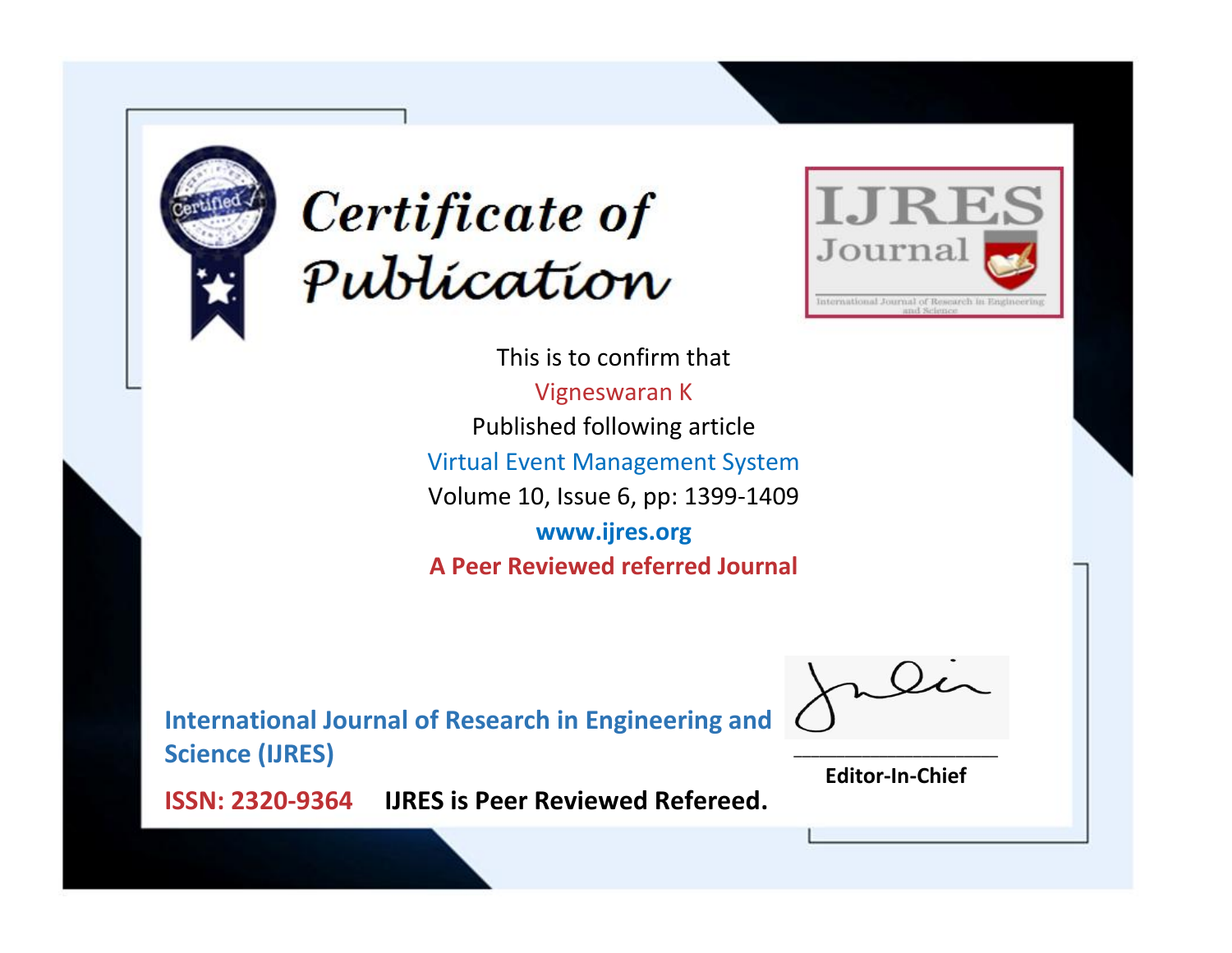# Certificate of Publication

IJRES Journal

International Journal of Research in Engineering and Science

This is to confirm that

Vigneswaran K

Published following article

Virtual Event Management System

Volume 10, Issue 6, pp: 1399-1409

**www.ijres.org**

**A Peer Reviewed referred Journal**

**International Journal of Research in Engineering and Science (IJRES)**

**ISSN: 2320-9364** **IJRES is Peer Reviewed Refereed.**

**Editor-In-Chief**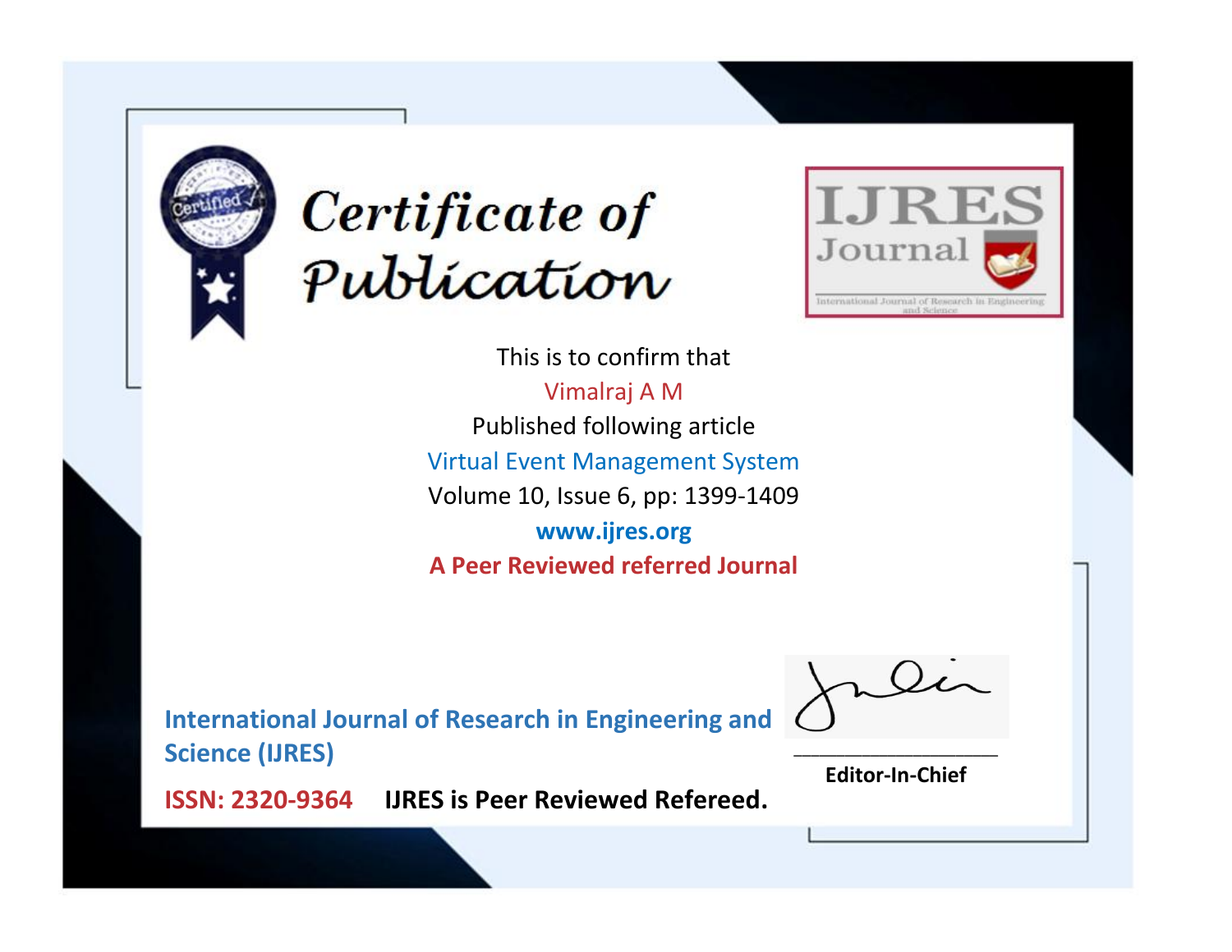# Certificate of Publication

IJRES Journal

International Journal of Research in Engineering and Science

This is to confirm that

Vimalraj A M

Published following article

Virtual Event Management System

Volume 10, Issue 6, pp: 1399-1409

**www.ijres.org**

**A Peer Reviewed referred Journal**

**International Journal of Research in Engineering and Science (IJRES)**

**ISSN: 2320-9364** **IJRES is Peer Reviewed Refereed.**

**Editor-In-Chief**